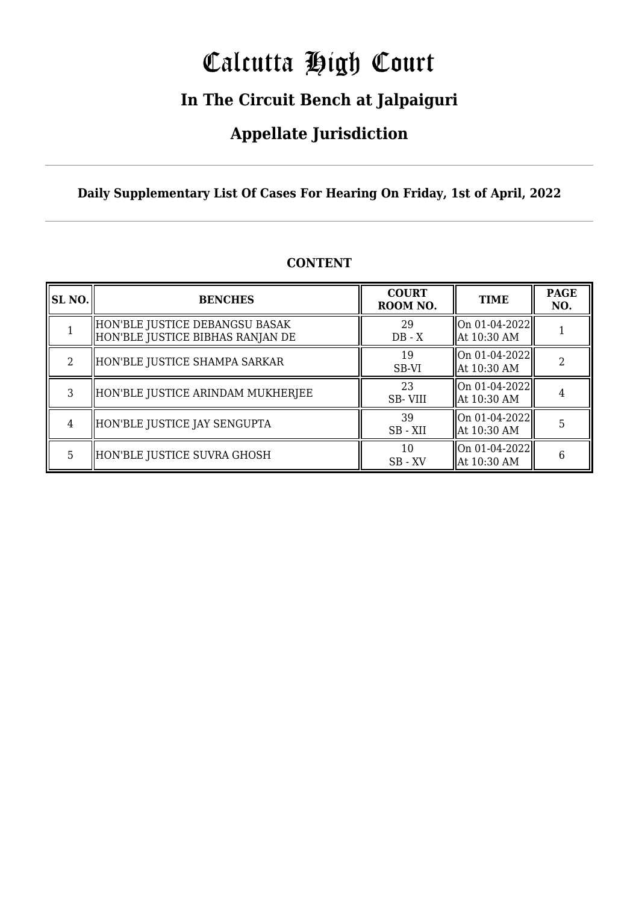# Calcutta High Court

## In The Circuit Bench at Jalpaiguri

## Appellate Jurisdiction

**Daily Supplementary List Of Cases For Hearing On Friday, 1st of April, 2022**

**CONTENT**

| SL NO. | BENCHES | COURT ROOM NO. | TIME | PAGE NO. |
|---|---|---|---|---|
| 1 | HON'BLE JUSTICE DEBANGSU BASAK<br>HON'BLE JUSTICE BIBHAS RANJAN DE | 29<br>DB - X | On 01-04-2022<br>At 10:30 AM | 1 |
| 2 | HON'BLE JUSTICE SHAMPA SARKAR | 19<br>SB-VI | On 01-04-2022<br>At 10:30 AM | 2 |
| 3 | HON'BLE JUSTICE ARINDAM MUKHERJEE | 23<br>SB- VIII | On 01-04-2022<br>At 10:30 AM | 4 |
| 4 | HON'BLE JUSTICE JAY SENGUPTA | 39<br>SB - XII | On 01-04-2022<br>At 10:30 AM | 5 |
| 5 | HON'BLE JUSTICE SUVRA GHOSH | 10<br>SB - XV | On 01-04-2022<br>At 10:30 AM | 6 |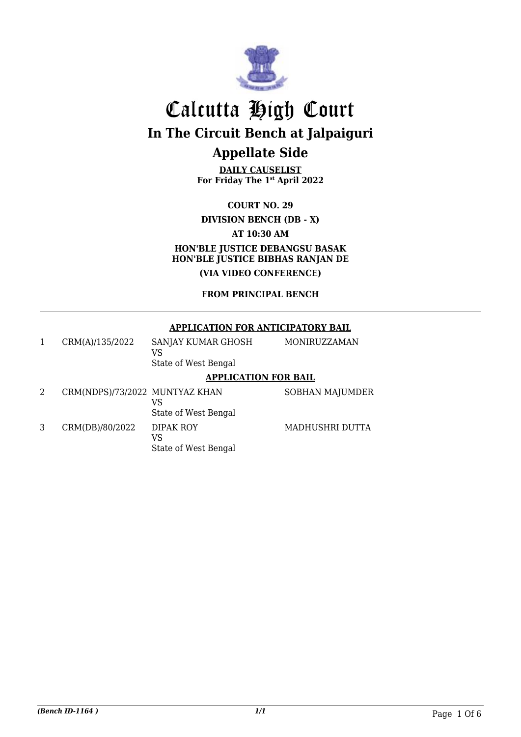# Calcutta High Court

## In The Circuit Bench at Jalpaiguri

## Appellate Side

**DAILY CAUSELIST**
**For Friday The 1st April 2022**

**COURT NO. 29**

**DIVISION BENCH (DB - X)**

**AT 10:30 AM**

**HON'BLE JUSTICE DEBANGSU BASAK**
**HON'BLE JUSTICE BIBHAS RANJAN DE**

**(VIA VIDEO CONFERENCE)**

**FROM PRINCIPAL BENCH**

---

**APPLICATION FOR ANTICIPATORY BAIL**

| | | | |
|---|---|---|---|
| 1 | CRM(A)/135/2022 | SANJAY KUMAR GHOSH<br>VS<br>State of West Bengal | MONIRUZZAMAN |

**APPLICATION FOR BAIL**

| | | | |
|---|---|---|---|
| 2 | CRM(NDPS)/73/2022 | MUNTYAZ KHAN<br>VS<br>State of West Bengal | SOBHAN MAJUMDER |
| 3 | CRM(DB)/80/2022 | DIPAK ROY<br>VS<br>State of West Bengal | MADHUSHRI DUTTA |

*(Bench ID-1164 )*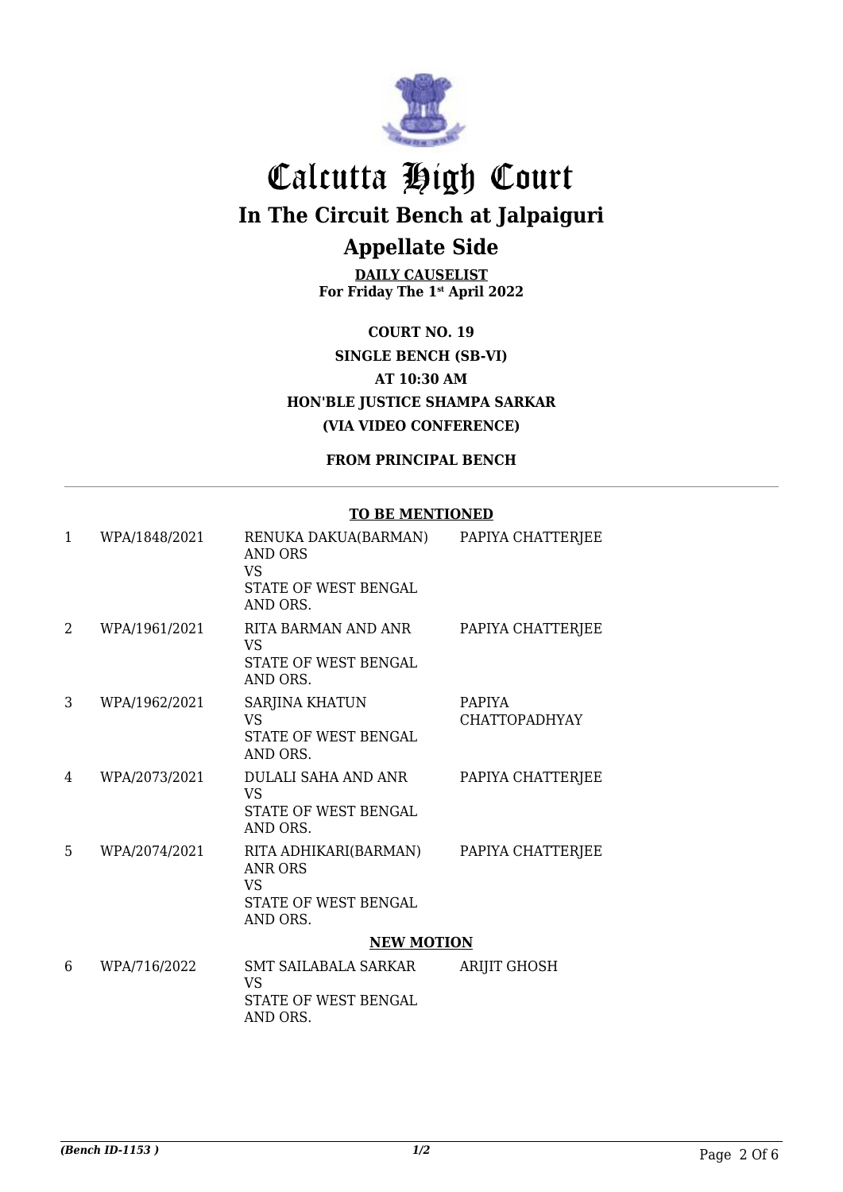# Calcutta High Court

## In The Circuit Bench at Jalpaiguri

## Appellate Side

**DAILY CAUSELIST**
**For Friday The 1st April 2022**

**COURT NO. 19**
**SINGLE BENCH (SB-VI)**
**AT 10:30 AM**
**HON'BLE JUSTICE SHAMPA SARKAR**
**(VIA VIDEO CONFERENCE)**

**FROM PRINCIPAL BENCH**

---

**TO BE MENTIONED**

| | | | |
|---|---|---|---|
| 1 | WPA/1848/2021 | RENUKA DAKUA(BARMAN) AND ORS<br>VS<br>STATE OF WEST BENGAL AND ORS. | PAPIYA CHATTERJEE |
| 2 | WPA/1961/2021 | RITA BARMAN AND ANR<br>VS<br>STATE OF WEST BENGAL AND ORS. | PAPIYA CHATTERJEE |
| 3 | WPA/1962/2021 | SARJINA KHATUN<br>VS<br>STATE OF WEST BENGAL AND ORS. | PAPIYA CHATTOPADHYAY |
| 4 | WPA/2073/2021 | DULALI SAHA AND ANR<br>VS<br>STATE OF WEST BENGAL AND ORS. | PAPIYA CHATTERJEE |
| 5 | WPA/2074/2021 | RITA ADHIKARI(BARMAN) ANR ORS<br>VS<br>STATE OF WEST BENGAL AND ORS. | PAPIYA CHATTERJEE |

**NEW MOTION**

| | | | |
|---|---|---|---|
| 6 | WPA/716/2022 | SMT SAILABALA SARKAR<br>VS<br>STATE OF WEST BENGAL AND ORS. | ARIJIT GHOSH |

*(Bench ID-1153 )* 1/2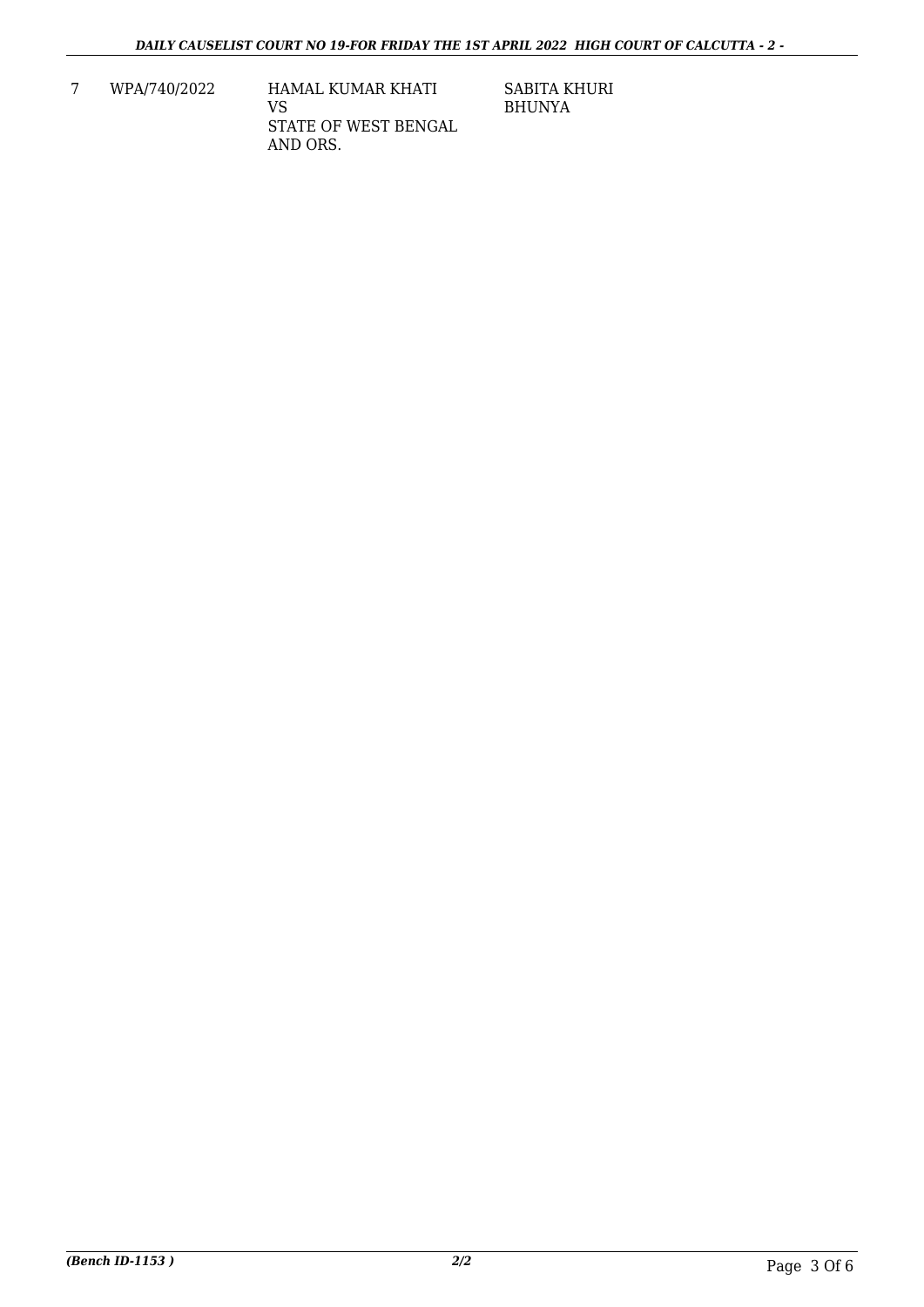| 7 | WPA/740/2022 | HAMAL KUMAR KHATI<br>VS<br>STATE OF WEST BENGAL AND ORS. | SABITA KHURI BHUNYA |
|---|---|---|---|

(Bench ID-1153 )

2/2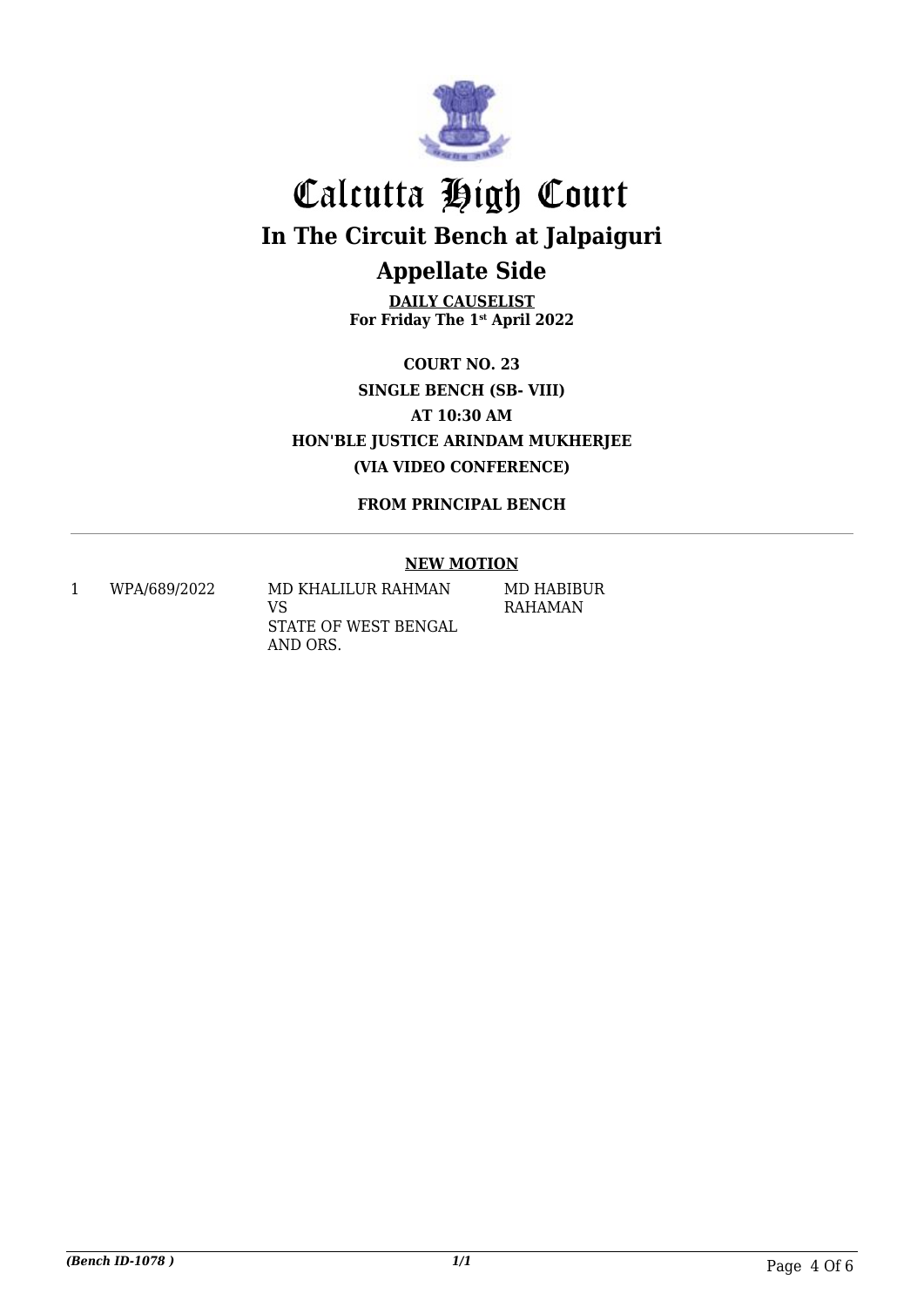# Calcutta High Court

## In The Circuit Bench at Jalpaiguri

## Appellate Side

**DAILY CAUSELIST**
**For Friday The 1st April 2022**

**COURT NO. 23**
**SINGLE BENCH (SB- VIII)**
**AT 10:30 AM**
**HON'BLE JUSTICE ARINDAM MUKHERJEE**
**(VIA VIDEO CONFERENCE)**

**FROM PRINCIPAL BENCH**

---

**NEW MOTION**

| | | | |
|---|---|---|---|
| 1 | WPA/689/2022 | MD KHALILUR RAHMAN VS STATE OF WEST BENGAL AND ORS. | MD HABIBUR RAHAMAN |

*(Bench ID-1078 )* *1/1*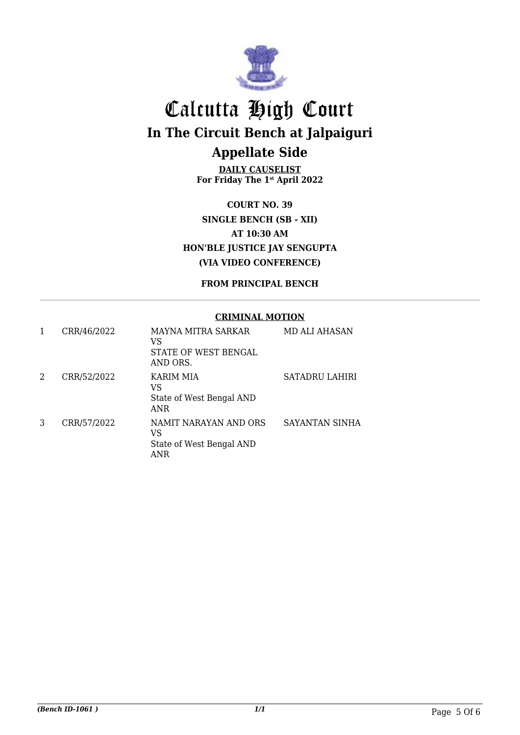# Calcutta High Court

## In The Circuit Bench at Jalpaiguri

## Appellate Side

**DAILY CAUSELIST**
**For Friday The 1st April 2022**

**COURT NO. 39**
**SINGLE BENCH (SB - XII)**
**AT 10:30 AM**
**HON'BLE JUSTICE JAY SENGUPTA**
**(VIA VIDEO CONFERENCE)**

**FROM PRINCIPAL BENCH**

**CRIMINAL MOTION**

| | | | |
|---|---|---|---|
| 1 | CRR/46/2022 | MAYNA MITRA SARKAR<br>VS<br>STATE OF WEST BENGAL AND ORS. | MD ALI AHASAN |
| 2 | CRR/52/2022 | KARIM MIA<br>VS<br>State of West Bengal AND ANR | SATADRU LAHIRI |
| 3 | CRR/57/2022 | NAMIT NARAYAN AND ORS<br>VS<br>State of West Bengal AND ANR | SAYANTAN SINHA |

*(Bench ID-1061 )*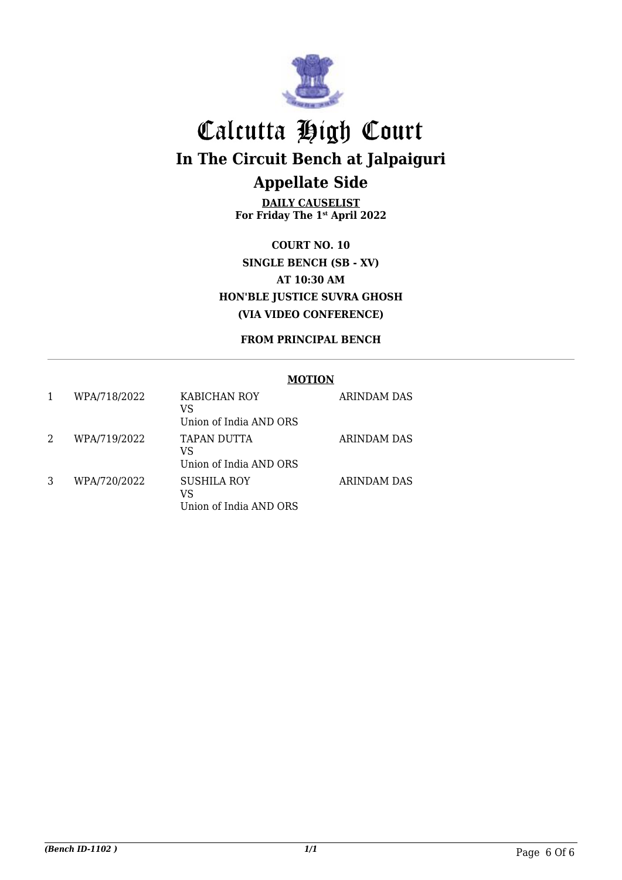# Calcutta High Court

## In The Circuit Bench at Jalpaiguri

## Appellate Side

**DAILY CAUSELIST**
**For Friday The 1st April 2022**

**COURT NO. 10**
**SINGLE BENCH (SB - XV)**
**AT 10:30 AM**
**HON'BLE JUSTICE SUVRA GHOSH**
**(VIA VIDEO CONFERENCE)**

**FROM PRINCIPAL BENCH**

**MOTION**

| | | | |
|---|---|---|---|
| 1 | WPA/718/2022 | KABICHAN ROY<br>VS<br>Union of India AND ORS | ARINDAM DAS |
| 2 | WPA/719/2022 | TAPAN DUTTA<br>VS<br>Union of India AND ORS | ARINDAM DAS |
| 3 | WPA/720/2022 | SUSHILA ROY<br>VS<br>Union of India AND ORS | ARINDAM DAS |

*(Bench ID-1102 )* 1/1